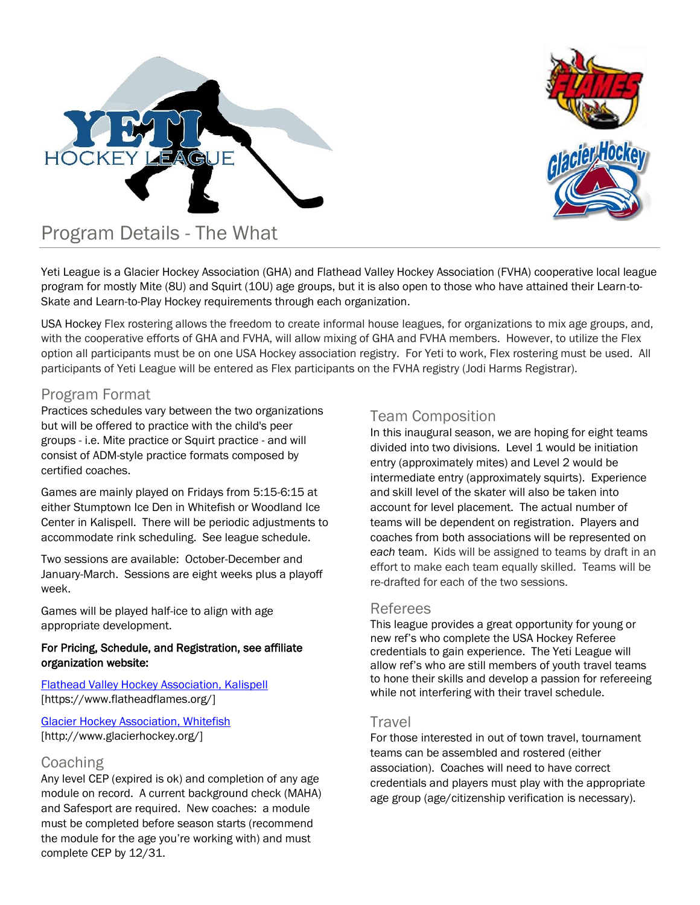# Program Details - The What

Yeti League is a Glacier Hockey Association (GHA) and Flathead Valley Hockey Association (FVHA) cooperative local league program for mostly Mite (8U) and Squirt (10U) age groups, but it is also open to those who have attained their Learn-to-Skate and Learn-to-Play Hockey requirements through each organization.

USA Hockey Flex rostering allows the freedom to create informal house leagues, for organizations to mix age groups, and, with the cooperative efforts of GHA and FVHA, will allow mixing of GHA and FVHA members. However, to utilize the Flex option all participants must be on one USA Hockey association registry. For Yeti to work, Flex rostering must be used. All participants of Yeti League will be entered as Flex participants on the FVHA registry (Jodi Harms Registrar).

## Program Format

Practices schedules vary between the two organizations but will be offered to practice with the child's peer groups - i.e. Mite practice or Squirt practice - and will consist of ADM-style practice formats composed by certified coaches.

Games are mainly played on Fridays from 5:15-6:15 at either Stumptown Ice Den in Whitefish or Woodland Ice Center in Kalispell. There will be periodic adjustments to accommodate rink scheduling. See league schedule.

Two sessions are available: October-December and January-March. Sessions are eight weeks plus a playoff week.

Games will be played half-ice to align with age appropriate development.

**For Pricing, Schedule, and Registration, see affiliate organization website:**

[Flathead Valley Hockey Association, Kalispell](https://www.flatheadflames.org/) [https://www.flatheadflames.org/]

[Glacier Hockey Association, Whitefish](http://www.glacierhockey.org/) [http://www.glacierhockey.org/]

## Coaching

Any level CEP (expired is ok) and completion of any age module on record. A current background check (MAHA) and Safesport are required. New coaches: a module must be completed before season starts (recommend the module for the age you're working with) and must complete CEP by 12/31.

## Team Composition

In this inaugural season, we are hoping for eight teams divided into two divisions. Level 1 would be initiation entry (approximately mites) and Level 2 would be intermediate entry (approximately squirts). Experience and skill level of the skater will also be taken into account for level placement. The actual number of teams will be dependent on registration. Players and coaches from both associations will be represented on *each* team. Kids will be assigned to teams by draft in an effort to make each team equally skilled. Teams will be re-drafted for each of the two sessions.

## Referees

This league provides a great opportunity for young or new ref's who complete the USA Hockey Referee credentials to gain experience. The Yeti League will allow ref's who are still members of youth travel teams to hone their skills and develop a passion for refereeing while not interfering with their travel schedule.

## Travel

For those interested in out of town travel, tournament teams can be assembled and rostered (either association). Coaches will need to have correct credentials and players must play with the appropriate age group (age/citizenship verification is necessary).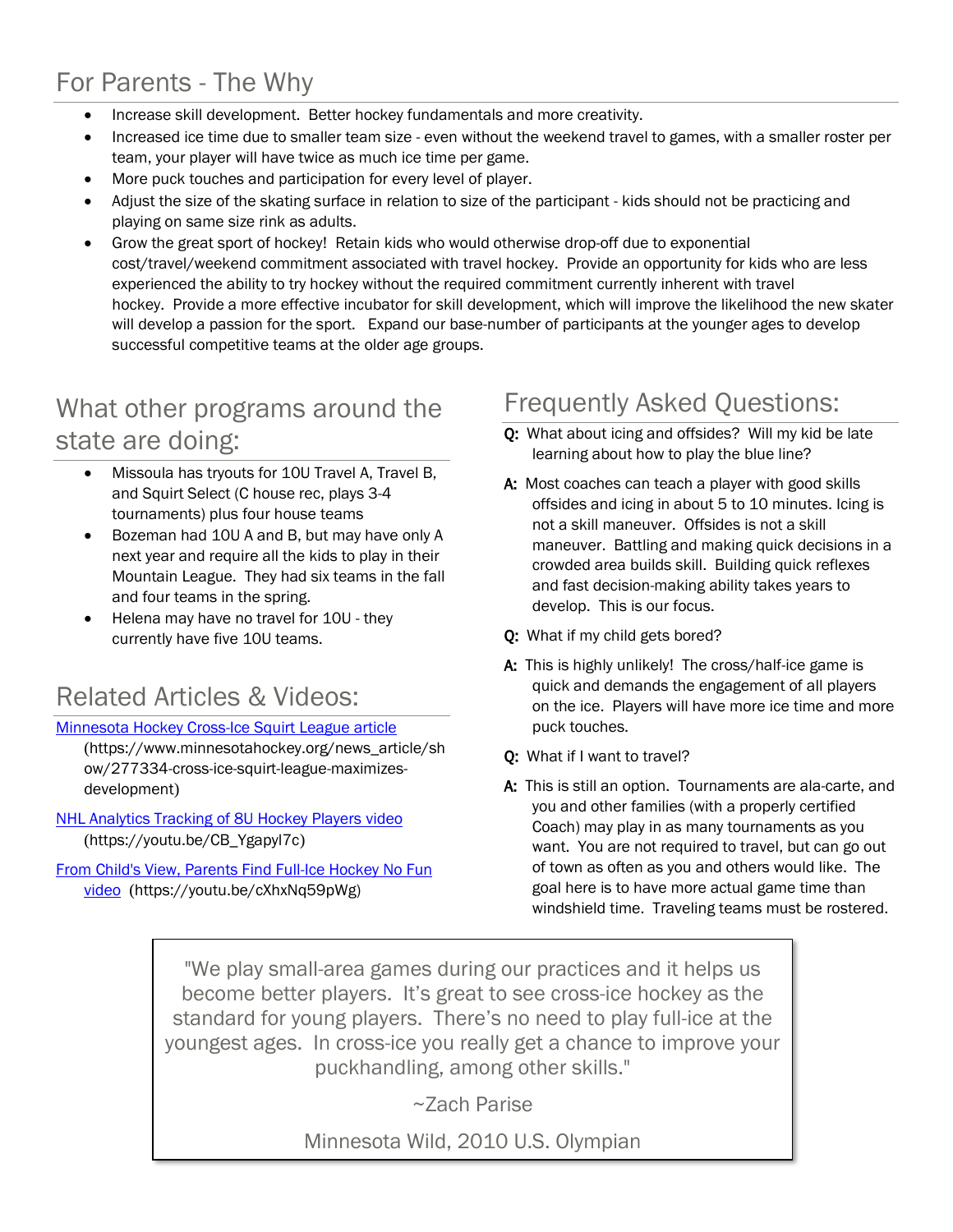## For Parents - The Why

- Increase skill development. Better hockey fundamentals and more creativity.
- Increased ice time due to smaller team size - even without the weekend travel to games, with a smaller roster per team, your player will have twice as much ice time per game.
- More puck touches and participation for every level of player.
- Adjust the size of the skating surface in relation to size of the participant - kids should not be practicing and playing on same size rink as adults.
- Grow the great sport of hockey! Retain kids who would otherwise drop-off due to exponential cost/travel/weekend commitment associated with travel hockey. Provide an opportunity for kids who are less experienced the ability to try hockey without the required commitment currently inherent with travel hockey. Provide a more effective incubator for skill development, which will improve the likelihood the new skater will develop a passion for the sport. Expand our base-number of participants at the younger ages to develop successful competitive teams at the older age groups.

## What other programs around the state are doing:

- Missoula has tryouts for 10U Travel A, Travel B, and Squirt Select (C house rec, plays 3-4 tournaments) plus four house teams
- Bozeman had 10U A and B, but may have only A next year and require all the kids to play in their Mountain League. They had six teams in the fall and four teams in the spring.
- Helena may have no travel for 10U - they currently have five 10U teams.

## Related Articles & Videos:

[Minnesota Hockey Cross-Ice Squirt League article](https://www.minnesotahockey.org/news_article/show/277334-cross-ice-squirt-league-maximizes-development) (https://www.minnesotahockey.org/news_article/show/277334-cross-ice-squirt-league-maximizes-development)

[NHL Analytics Tracking of 8U Hockey Players video](https://youtu.be/CB_YgapyI7c) (https://youtu.be/CB_YgapyI7c)

[From Child's View, Parents Find Full-Ice Hockey No Fun video](https://youtu.be/cXhxNq59pWg) (https://youtu.be/cXhxNq59pWg)

## Frequently Asked Questions:

**Q:** What about icing and offsides? Will my kid be late learning about how to play the blue line?

**A:** Most coaches can teach a player with good skills offsides and icing in about 5 to 10 minutes. Icing is not a skill maneuver. Offsides is not a skill maneuver. Battling and making quick decisions in a crowded area builds skill. Building quick reflexes and fast decision-making ability takes years to develop. This is our focus.

**Q:** What if my child gets bored?

**A:** This is highly unlikely! The cross/half-ice game is quick and demands the engagement of all players on the ice. Players will have more ice time and more puck touches.

**Q:** What if I want to travel?

**A:** This is still an option. Tournaments are ala-carte, and you and other families (with a properly certified Coach) may play in as many tournaments as you want. You are not required to travel, but can go out of town as often as you and others would like. The goal here is to have more actual game time than windshield time. Traveling teams must be rostered.

> "We play small-area games during our practices and it helps us become better players. It's great to see cross-ice hockey as the standard for young players. There's no need to play full-ice at the youngest ages. In cross-ice you really get a chance to improve your puckhandling, among other skills."
>
> ~Zach Parise
>
> Minnesota Wild, 2010 U.S. Olympian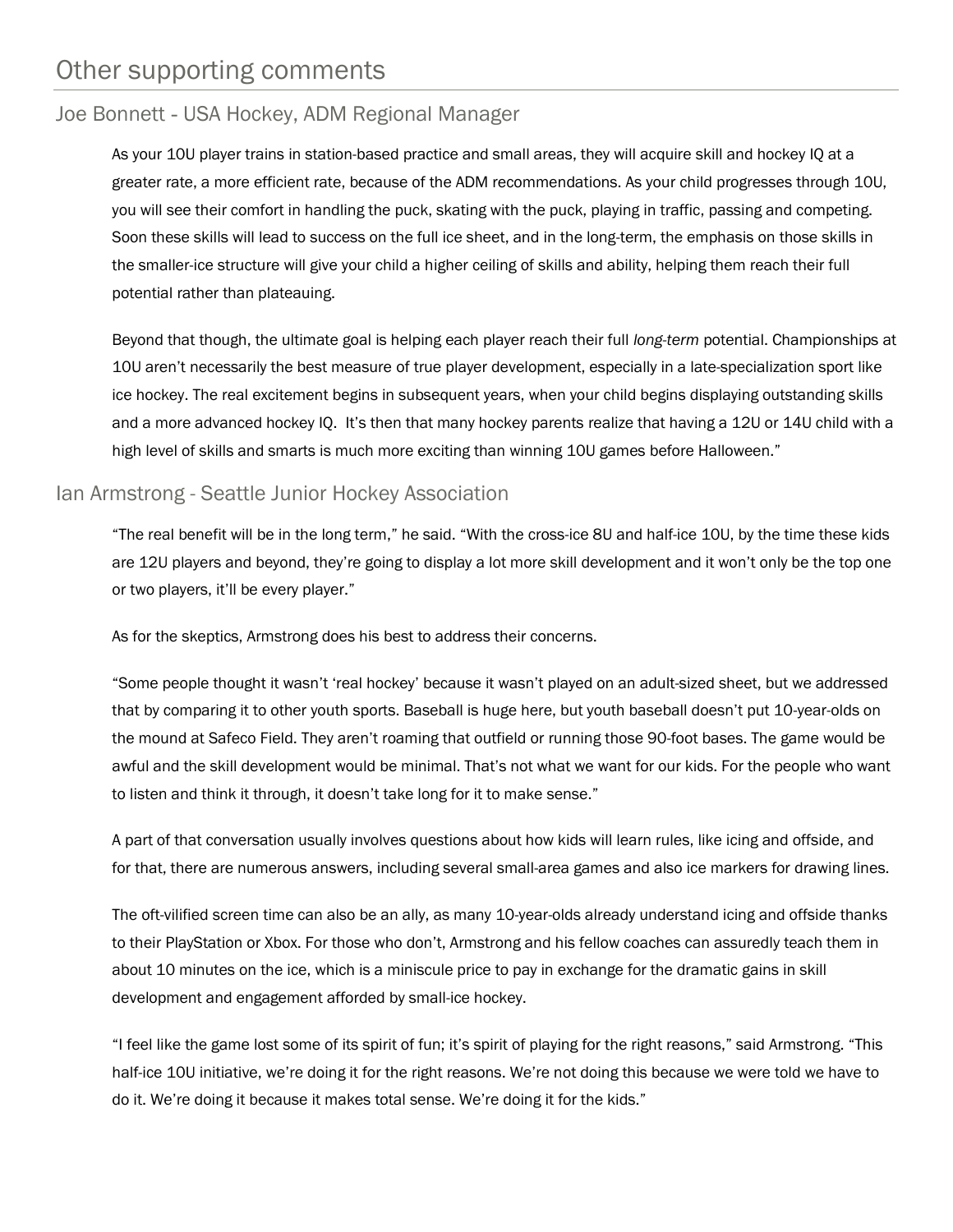# Other supporting comments

## Joe Bonnett - USA Hockey, ADM Regional Manager

As your 10U player trains in station-based practice and small areas, they will acquire skill and hockey IQ at a greater rate, a more efficient rate, because of the ADM recommendations. As your child progresses through 10U, you will see their comfort in handling the puck, skating with the puck, playing in traffic, passing and competing. Soon these skills will lead to success on the full ice sheet, and in the long-term, the emphasis on those skills in the smaller-ice structure will give your child a higher ceiling of skills and ability, helping them reach their full potential rather than plateauing.

Beyond that though, the ultimate goal is helping each player reach their full *long-term* potential. Championships at 10U aren't necessarily the best measure of true player development, especially in a late-specialization sport like ice hockey. The real excitement begins in subsequent years, when your child begins displaying outstanding skills and a more advanced hockey IQ. It's then that many hockey parents realize that having a 12U or 14U child with a high level of skills and smarts is much more exciting than winning 10U games before Halloween."

## Ian Armstrong - Seattle Junior Hockey Association

"The real benefit will be in the long term," he said. "With the cross-ice 8U and half-ice 10U, by the time these kids are 12U players and beyond, they're going to display a lot more skill development and it won't only be the top one or two players, it'll be every player."

As for the skeptics, Armstrong does his best to address their concerns.

"Some people thought it wasn't 'real hockey' because it wasn't played on an adult-sized sheet, but we addressed that by comparing it to other youth sports. Baseball is huge here, but youth baseball doesn't put 10-year-olds on the mound at Safeco Field. They aren't roaming that outfield or running those 90-foot bases. The game would be awful and the skill development would be minimal. That's not what we want for our kids. For the people who want to listen and think it through, it doesn't take long for it to make sense."

A part of that conversation usually involves questions about how kids will learn rules, like icing and offside, and for that, there are numerous answers, including several small-area games and also ice markers for drawing lines.

The oft-vilified screen time can also be an ally, as many 10-year-olds already understand icing and offside thanks to their PlayStation or Xbox. For those who don't, Armstrong and his fellow coaches can assuredly teach them in about 10 minutes on the ice, which is a miniscule price to pay in exchange for the dramatic gains in skill development and engagement afforded by small-ice hockey.

"I feel like the game lost some of its spirit of fun; it's spirit of playing for the right reasons," said Armstrong. "This half-ice 10U initiative, we're doing it for the right reasons. We're not doing this because we were told we have to do it. We're doing it because it makes total sense. We're doing it for the kids."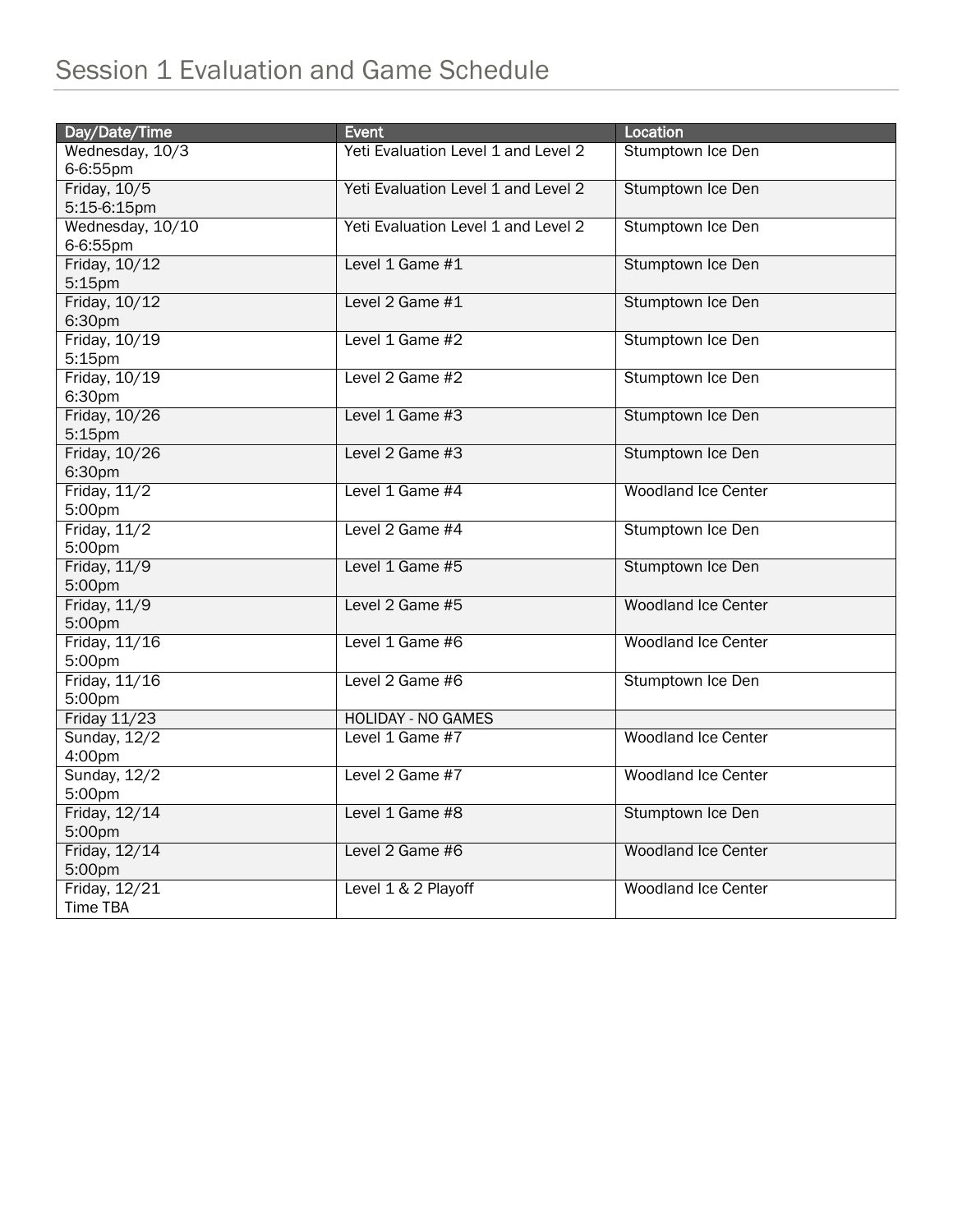# Session 1 Evaluation and Game Schedule

| Day/Date/Time | Event | Location |
|---|---|---|
| Wednesday, 10/3<br>6-6:55pm | Yeti Evaluation Level 1 and Level 2 | Stumptown Ice Den |
| Friday, 10/5<br>5:15-6:15pm | Yeti Evaluation Level 1 and Level 2 | Stumptown Ice Den |
| Wednesday, 10/10<br>6-6:55pm | Yeti Evaluation Level 1 and Level 2 | Stumptown Ice Den |
| Friday, 10/12<br>5:15pm | Level 1 Game #1 | Stumptown Ice Den |
| Friday, 10/12<br>6:30pm | Level 2 Game #1 | Stumptown Ice Den |
| Friday, 10/19<br>5:15pm | Level 1 Game #2 | Stumptown Ice Den |
| Friday, 10/19<br>6:30pm | Level 2 Game #2 | Stumptown Ice Den |
| Friday, 10/26<br>5:15pm | Level 1 Game #3 | Stumptown Ice Den |
| Friday, 10/26<br>6:30pm | Level 2 Game #3 | Stumptown Ice Den |
| Friday, 11/2<br>5:00pm | Level 1 Game #4 | Woodland Ice Center |
| Friday, 11/2<br>5:00pm | Level 2 Game #4 | Stumptown Ice Den |
| Friday, 11/9<br>5:00pm | Level 1 Game #5 | Stumptown Ice Den |
| Friday, 11/9<br>5:00pm | Level 2 Game #5 | Woodland Ice Center |
| Friday, 11/16<br>5:00pm | Level 1 Game #6 | Woodland Ice Center |
| Friday, 11/16<br>5:00pm | Level 2 Game #6 | Stumptown Ice Den |
| Friday 11/23 | HOLIDAY - NO GAMES | |
| Sunday, 12/2<br>4:00pm | Level 1 Game #7 | Woodland Ice Center |
| Sunday, 12/2<br>5:00pm | Level 2 Game #7 | Woodland Ice Center |
| Friday, 12/14<br>5:00pm | Level 1 Game #8 | Stumptown Ice Den |
| Friday, 12/14<br>5:00pm | Level 2 Game #6 | Woodland Ice Center |
| Friday, 12/21<br>Time TBA | Level 1 & 2 Playoff | Woodland Ice Center |